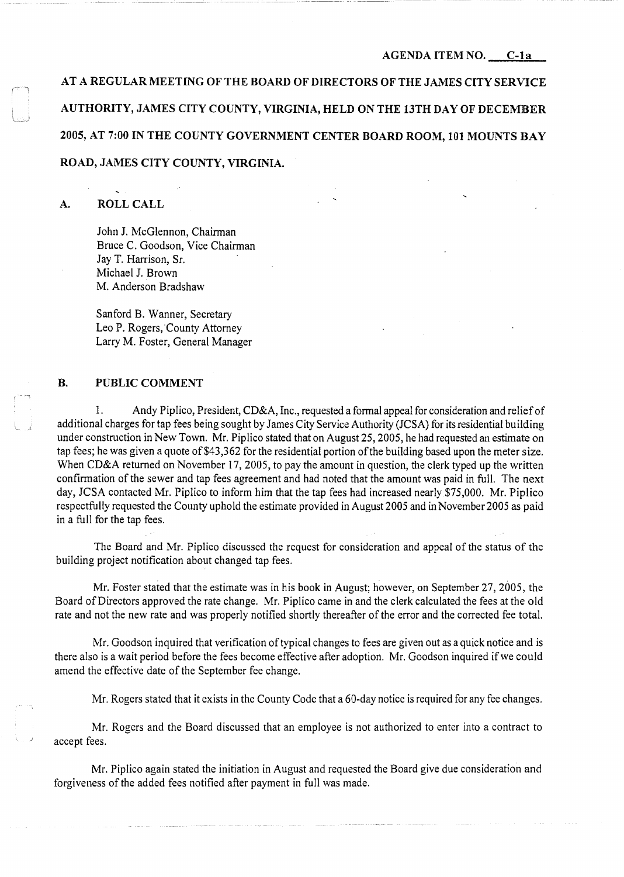AGENDA ITEM NO. C-1a

**AT A REGULAR MEETING OF THE BOARD OF DIRECTORS OF THE JAMES CITY SERVICE AUTHORITY, JAMES CITY COUNTY, VIRGINIA, HELD ON THE 13TH DAY OF DECEMBER 2005, AT 7:00 IN THE COUNTY GOVERNMENT CENTER BOARD ROOM, 101 MOUNTS BAY ROAD, JAMES CITY COUNTY, VIRGINIA.**

## A. ROLL CALL

John J. McGlennon, Chairman
Bruce C. Goodson, Vice Chairman
Jay T. Harrison, Sr.
Michael J. Brown
M. Anderson Bradshaw

Sanford B. Wanner, Secretary
Leo P. Rogers, County Attorney
Larry M. Foster, General Manager

## B. PUBLIC COMMENT

1. Andy Piplico, President, CD&A, Inc., requested a formal appeal for consideration and relief of additional charges for tap fees being sought by James City Service Authority (JCSA) for its residential building under construction in New Town. Mr. Piplico stated that on August 25, 2005, he had requested an estimate on tap fees; he was given a quote of $43,362 for the residential portion of the building based upon the meter size. When CD&A returned on November 17, 2005, to pay the amount in question, the clerk typed up the written confirmation of the sewer and tap fees agreement and had noted that the amount was paid in full. The next day, JCSA contacted Mr. Piplico to inform him that the tap fees had increased nearly $75,000. Mr. Piplico respectfully requested the County uphold the estimate provided in August 2005 and in November 2005 as paid in a full for the tap fees.

The Board and Mr. Piplico discussed the request for consideration and appeal of the status of the building project notification about changed tap fees.

Mr. Foster stated that the estimate was in his book in August; however, on September 27, 2005, the Board of Directors approved the rate change. Mr. Piplico came in and the clerk calculated the fees at the old rate and not the new rate and was properly notified shortly thereafter of the error and the corrected fee total.

Mr. Goodson inquired that verification of typical changes to fees are given out as a quick notice and is there also is a wait period before the fees become effective after adoption. Mr. Goodson inquired if we could amend the effective date of the September fee change.

Mr. Rogers stated that it exists in the County Code that a 60-day notice is required for any fee changes.

Mr. Rogers and the Board discussed that an employee is not authorized to enter into a contract to accept fees.

Mr. Piplico again stated the initiation in August and requested the Board give due consideration and forgiveness of the added fees notified after payment in full was made.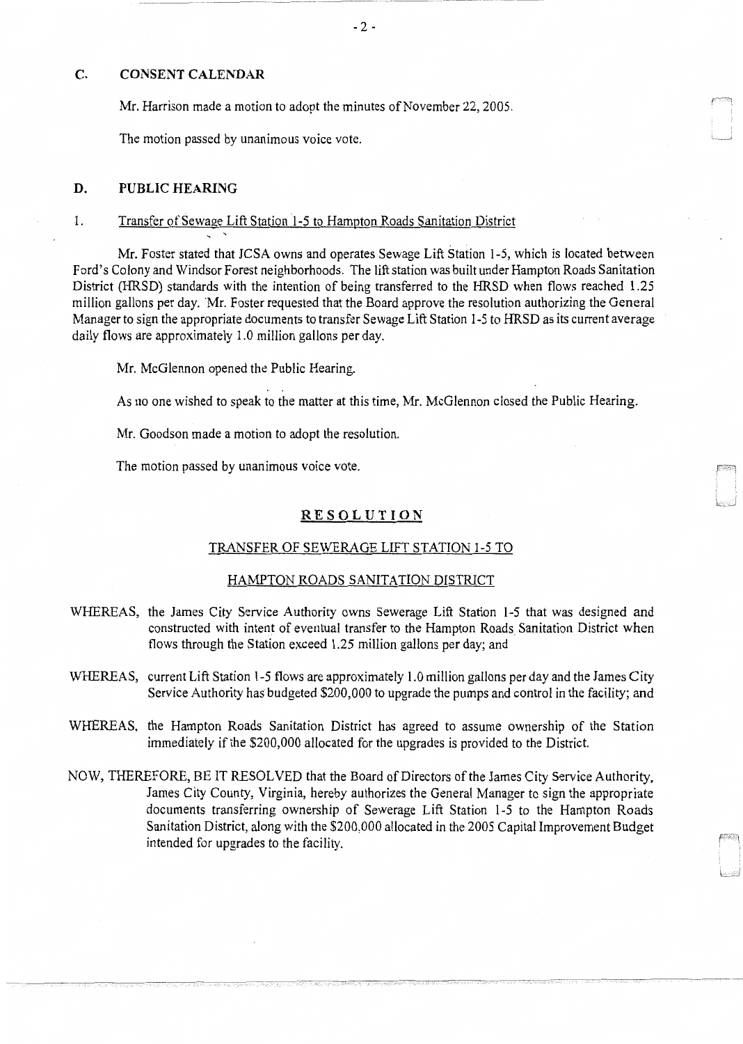## C. CONSENT CALENDAR

Mr. Harrison made a motion to adopt the minutes of November 22, 2005.

The motion passed by unanimous voice vote.

## D. PUBLIC HEARING

1. Transfer of Sewage Lift Station 1-5 to Hampton Roads Sanitation District

Mr. Foster stated that JCSA owns and operates Sewage Lift Station 1-5, which is located between Ford's Colony and Windsor Forest neighborhoods. The lift station was built under Hampton Roads Sanitation District (HRSD) standards with the intention of being transferred to the HRSD when flows reached 1.25 million gallons per day. Mr. Foster requested that the Board approve the resolution authorizing the General Manager to sign the appropriate documents to transfer Sewage Lift Station 1-5 to HRSD as its current average daily flows are approximately 1.0 million gallons per day.

Mr. McGlennon opened the Public Hearing.

As no one wished to speak to the matter at this time, Mr. McGlennon closed the Public Hearing.

Mr. Goodson made a motion to adopt the resolution.

The motion passed by unanimous voice vote.

**RESOLUTION**

TRANSFER OF SEWERAGE LIFT STATION 1-5 TO

HAMPTON ROADS SANITATION DISTRICT

WHEREAS, the James City Service Authority owns Sewerage Lift Station 1-5 that was designed and constructed with intent of eventual transfer to the Hampton Roads Sanitation District when flows through the Station exceed 1.25 million gallons per day; and

WHEREAS, current Lift Station 1-5 flows are approximately 1.0 million gallons per day and the James City Service Authority has budgeted $200,000 to upgrade the pumps and control in the facility; and

WHEREAS, the Hampton Roads Sanitation District has agreed to assume ownership of the Station immediately if the $200,000 allocated for the upgrades is provided to the District.

NOW, THEREFORE, BE IT RESOLVED that the Board of Directors of the James City Service Authority, James City County, Virginia, hereby authorizes the General Manager to sign the appropriate documents transferring ownership of Sewerage Lift Station 1-5 to the Hampton Roads Sanitation District, along with the $200,000 allocated in the 2005 Capital Improvement Budget intended for upgrades to the facility.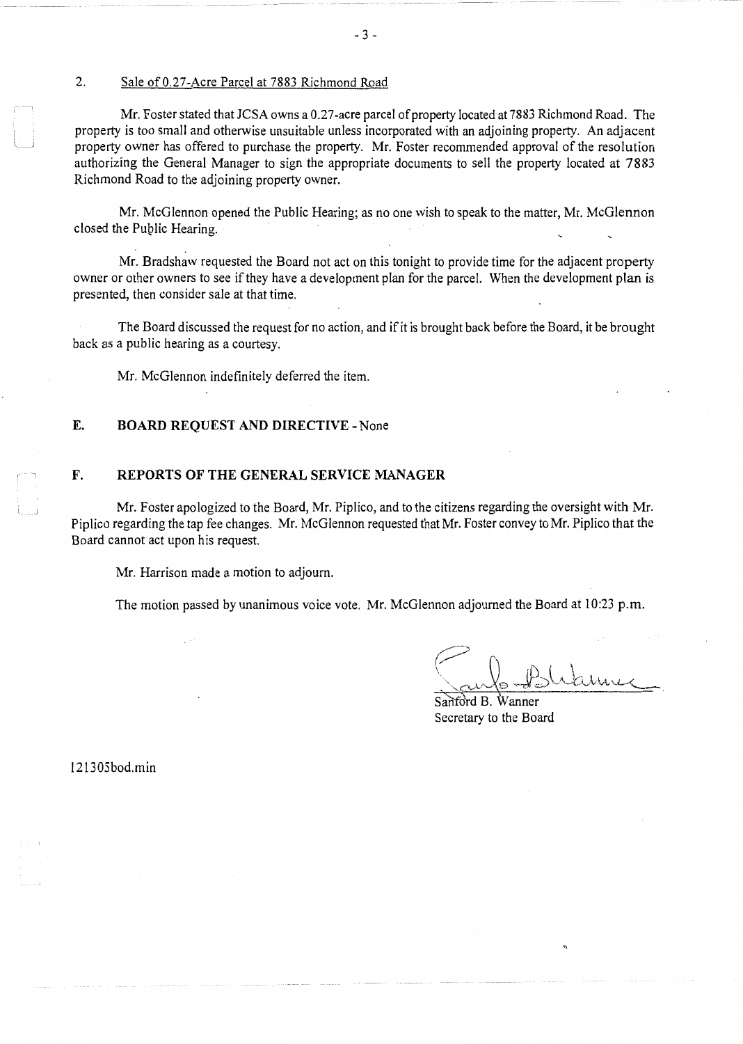2. Sale of 0.27-Acre Parcel at 7883 Richmond Road

Mr. Foster stated that JCSA owns a 0.27-acre parcel of property located at 7883 Richmond Road. The property is too small and otherwise unsuitable unless incorporated with an adjoining property. An adjacent property owner has offered to purchase the property. Mr. Foster recommended approval of the resolution authorizing the General Manager to sign the appropriate documents to sell the property located at 7883 Richmond Road to the adjoining property owner.

Mr. McGlennon opened the Public Hearing; as no one wish to speak to the matter, Mr. McGlennon closed the Public Hearing.

Mr. Bradshaw requested the Board not act on this tonight to provide time for the adjacent property owner or other owners to see if they have a development plan for the parcel. When the development plan is presented, then consider sale at that time.

The Board discussed the request for no action, and if it is brought back before the Board, it be brought back as a public hearing as a courtesy.

Mr. McGlennon indefinitely deferred the item.

## E. BOARD REQUEST AND DIRECTIVE - None

## F. REPORTS OF THE GENERAL SERVICE MANAGER

Mr. Foster apologized to the Board, Mr. Piplico, and to the citizens regarding the oversight with Mr. Piplico regarding the tap fee changes. Mr. McGlennon requested that Mr. Foster convey to Mr. Piplico that the Board cannot act upon his request.

Mr. Harrison made a motion to adjourn.

The motion passed by unanimous voice vote. Mr. McGlennon adjourned the Board at 10:23 p.m.

Sanford B. Wanner
Secretary to the Board

121305bod.min